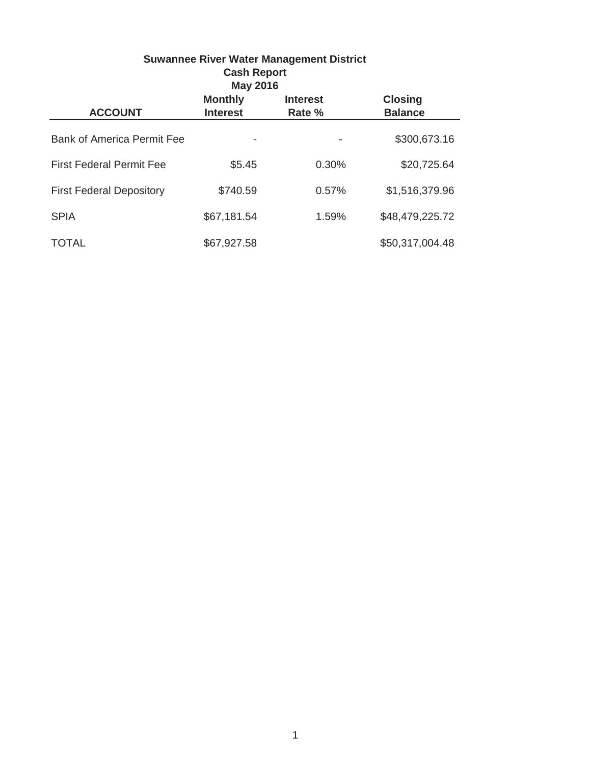# Suwannee River Water Management District
## Cash Report
### May 2016

| ACCOUNT | Monthly Interest | Interest Rate % | Closing Balance |
|---|---|---|---|
| Bank of America Permit Fee | - | - | $300,673.16 |
| First Federal Permit Fee | $5.45 | 0.30% | $20,725.64 |
| First Federal Depository | $740.59 | 0.57% | $1,516,379.96 |
| SPIA | $67,181.54 | 1.59% | $48,479,225.72 |
| TOTAL | $67,927.58 | | $50,317,004.48 |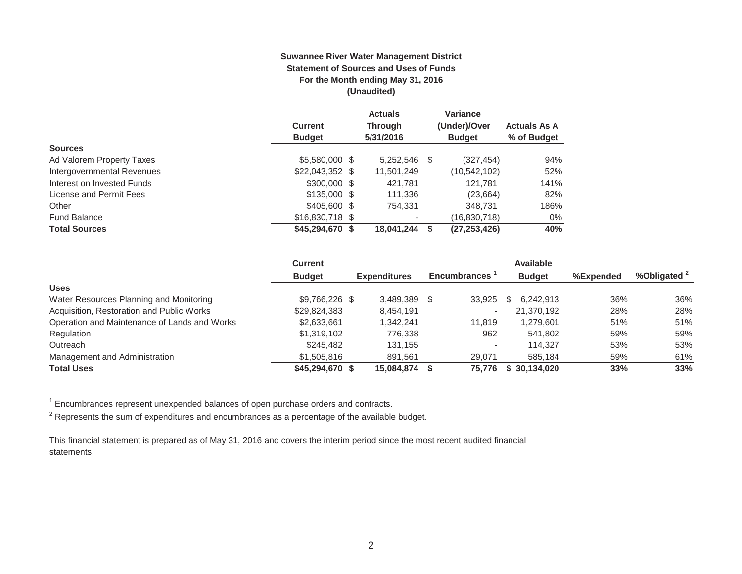**Suwannee River Water Management District**
**Statement of Sources and Uses of Funds**
**For the Month ending May 31, 2016**
**(Unaudited)**

| | Current Budget | Actuals Through 5/31/2016 | Variance (Under)/Over Budget | Actuals As A % of Budget |
|---|---|---|---|---|
| **Sources** | | | | |
| Ad Valorem Property Taxes | $5,580,000 $ | 5,252,546 $ | (327,454) | 94% |
| Intergovernmental Revenues | $22,043,352 $ | 11,501,249 | (10,542,102) | 52% |
| Interest on Invested Funds | $300,000 $ | 421,781 | 121,781 | 141% |
| License and Permit Fees | $135,000 $ | 111,336 | (23,664) | 82% |
| Other | $405,600 $ | 754,331 | 348,731 | 186% |
| Fund Balance | $16,830,718 $ | - | (16,830,718) | 0% |
| **Total Sources** | **$45,294,670 $** | **18,041,244 $** | **(27,253,426)** | **40%** |

| | Current Budget | Expenditures | Encumbrances [1] | Available Budget | %Expended | %Obligated [2] |
|---|---|---|---|---|---|---|
| **Uses** | | | | | | |
| Water Resources Planning and Monitoring | $9,766,226 $ | 3,489,389 $ | 33,925 | $ 6,242,913 | 36% | 36% |
| Acquisition, Restoration and Public Works | $29,824,383 | 8,454,191 | - | 21,370,192 | 28% | 28% |
| Operation and Maintenance of Lands and Works | $2,633,661 | 1,342,241 | 11,819 | 1,279,601 | 51% | 51% |
| Regulation | $1,319,102 | 776,338 | 962 | 541,802 | 59% | 59% |
| Outreach | $245,482 | 131,155 | - | 114,327 | 53% | 53% |
| Management and Administration | $1,505,816 | 891,561 | 29,071 | 585,184 | 59% | 61% |
| **Total Uses** | **$45,294,670 $** | **15,084,874 $** | **75,776** | **$ 30,134,020** | **33%** | **33%** |

[1] Encumbrances represent unexpended balances of open purchase orders and contracts.

[2] Represents the sum of expenditures and encumbrances as a percentage of the available budget.

This financial statement is prepared as of May 31, 2016 and covers the interim period since the most recent audited financial statements.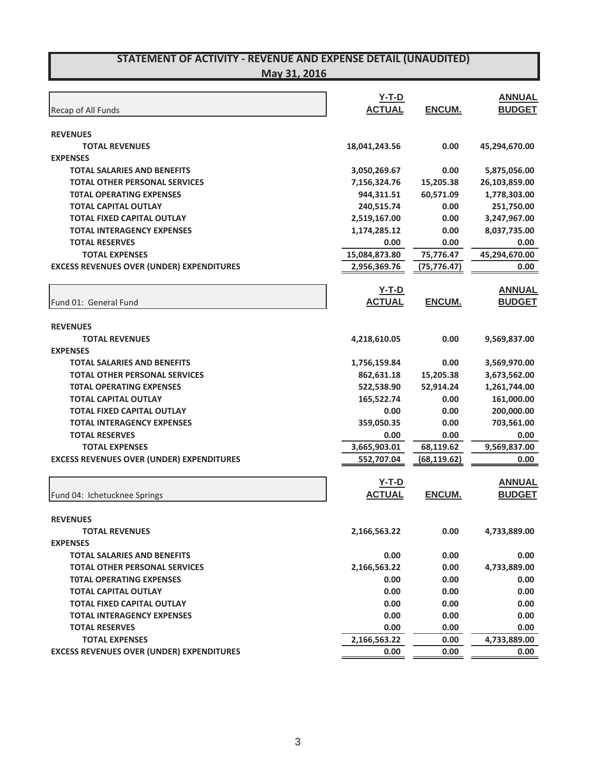# STATEMENT OF ACTIVITY - REVENUE AND EXPENSE DETAIL (UNAUDITED)

## May 31, 2016

| Recap of All Funds | Y-T-D ACTUAL | ENCUM. | ANNUAL BUDGET |
|---|---|---|---|
| **REVENUES** | | | |
| **TOTAL REVENUES** | **18,041,243.56** | **0.00** | **45,294,670.00** |
| **EXPENSES** | | | |
| **TOTAL SALARIES AND BENEFITS** | **3,050,269.67** | **0.00** | **5,875,056.00** |
| **TOTAL OTHER PERSONAL SERVICES** | **7,156,324.76** | **15,205.38** | **26,103,859.00** |
| **T0TAL OPERATING EXPENSES** | **944,311.51** | **60,571.09** | **1,778,303.00** |
| **TOTAL CAPITAL OUTLAY** | **240,515.74** | **0.00** | **251,750.00** |
| **TOTAL FIXED CAPITAL OUTLAY** | **2,519,167.00** | **0.00** | **3,247,967.00** |
| **TOTAL INTERAGENCY EXPENSES** | **1,174,285.12** | **0.00** | **8,037,735.00** |
| **TOTAL RESERVES** | **0.00** | **0.00** | **0.00** |
| **TOTAL EXPENSES** | **15,084,873.80** | **75,776.47** | **45,294,670.00** |
| **EXCESS REVENUES OVER (UNDER) EXPENDITURES** | **2,956,369.76** | **(75,776.47)** | **0.00** |

| Fund 01: General Fund | Y-T-D ACTUAL | ENCUM. | ANNUAL BUDGET |
|---|---|---|---|
| **REVENUES** | | | |
| **TOTAL REVENUES** | **4,218,610.05** | **0.00** | **9,569,837.00** |
| **EXPENSES** | | | |
| **TOTAL SALARIES AND BENEFITS** | **1,756,159.84** | **0.00** | **3,569,970.00** |
| **TOTAL OTHER PERSONAL SERVICES** | **862,631.18** | **15,205.38** | **3,673,562.00** |
| **T0TAL OPERATING EXPENSES** | **522,538.90** | **52,914.24** | **1,261,744.00** |
| **TOTAL CAPITAL OUTLAY** | **165,522.74** | **0.00** | **161,000.00** |
| **TOTAL FIXED CAPITAL OUTLAY** | **0.00** | **0.00** | **200,000.00** |
| **TOTAL INTERAGENCY EXPENSES** | **359,050.35** | **0.00** | **703,561.00** |
| **TOTAL RESERVES** | **0.00** | **0.00** | **0.00** |
| **TOTAL EXPENSES** | **3,665,903.01** | **68,119.62** | **9,569,837.00** |
| **EXCESS REVENUES OVER (UNDER) EXPENDITURES** | **552,707.04** | **(68,119.62)** | **0.00** |

| Fund 04: Ichetucknee Springs | Y-T-D ACTUAL | ENCUM. | ANNUAL BUDGET |
|---|---|---|---|
| **REVENUES** | | | |
| **TOTAL REVENUES** | **2,166,563.22** | **0.00** | **4,733,889.00** |
| **EXPENSES** | | | |
| **TOTAL SALARIES AND BENEFITS** | **0.00** | **0.00** | **0.00** |
| **TOTAL OTHER PERSONAL SERVICES** | **2,166,563.22** | **0.00** | **4,733,889.00** |
| **T0TAL OPERATING EXPENSES** | **0.00** | **0.00** | **0.00** |
| **TOTAL CAPITAL OUTLAY** | **0.00** | **0.00** | **0.00** |
| **TOTAL FIXED CAPITAL OUTLAY** | **0.00** | **0.00** | **0.00** |
| **TOTAL INTERAGENCY EXPENSES** | **0.00** | **0.00** | **0.00** |
| **TOTAL RESERVES** | **0.00** | **0.00** | **0.00** |
| **TOTAL EXPENSES** | **2,166,563.22** | **0.00** | **4,733,889.00** |
| **EXCESS REVENUES OVER (UNDER) EXPENDITURES** | **0.00** | **0.00** | **0.00** |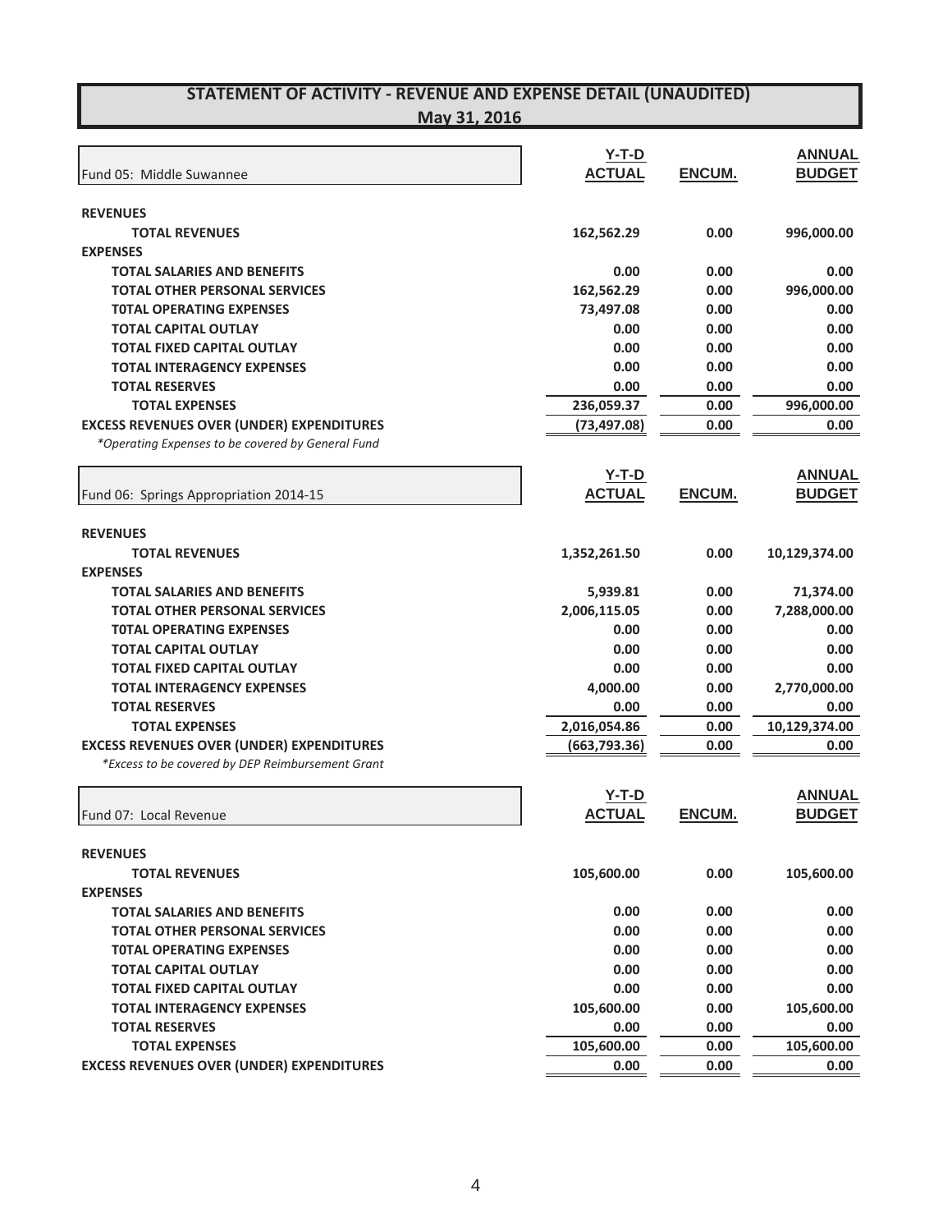# STATEMENT OF ACTIVITY - REVENUE AND EXPENSE DETAIL (UNAUDITED)

## May 31, 2016

| Fund 05: Middle Suwannee | Y-T-D ACTUAL | ENCUM. | ANNUAL BUDGET |
|---|---|---|---|
| **REVENUES** | | | |
| **TOTAL REVENUES** | 162,562.29 | 0.00 | 996,000.00 |
| **EXPENSES** | | | |
| **TOTAL SALARIES AND BENEFITS** | 0.00 | 0.00 | 0.00 |
| **TOTAL OTHER PERSONAL SERVICES** | 162,562.29 | 0.00 | 996,000.00 |
| **T0TAL OPERATING EXPENSES** | 73,497.08 | 0.00 | 0.00 |
| **TOTAL CAPITAL OUTLAY** | 0.00 | 0.00 | 0.00 |
| **TOTAL FIXED CAPITAL OUTLAY** | 0.00 | 0.00 | 0.00 |
| **TOTAL INTERAGENCY EXPENSES** | 0.00 | 0.00 | 0.00 |
| **TOTAL RESERVES** | 0.00 | 0.00 | 0.00 |
| **TOTAL EXPENSES** | 236,059.37 | 0.00 | 996,000.00 |
| **EXCESS REVENUES OVER (UNDER) EXPENDITURES** | (73,497.08) | 0.00 | 0.00 |

*\*Operating Expenses to be covered by General Fund*

| Fund 06: Springs Appropriation 2014-15 | Y-T-D ACTUAL | ENCUM. | ANNUAL BUDGET |
|---|---|---|---|
| **REVENUES** | | | |
| **TOTAL REVENUES** | 1,352,261.50 | 0.00 | 10,129,374.00 |
| **EXPENSES** | | | |
| **TOTAL SALARIES AND BENEFITS** | 5,939.81 | 0.00 | 71,374.00 |
| **TOTAL OTHER PERSONAL SERVICES** | 2,006,115.05 | 0.00 | 7,288,000.00 |
| **T0TAL OPERATING EXPENSES** | 0.00 | 0.00 | 0.00 |
| **TOTAL CAPITAL OUTLAY** | 0.00 | 0.00 | 0.00 |
| **TOTAL FIXED CAPITAL OUTLAY** | 0.00 | 0.00 | 0.00 |
| **TOTAL INTERAGENCY EXPENSES** | 4,000.00 | 0.00 | 2,770,000.00 |
| **TOTAL RESERVES** | 0.00 | 0.00 | 0.00 |
| **TOTAL EXPENSES** | 2,016,054.86 | 0.00 | 10,129,374.00 |
| **EXCESS REVENUES OVER (UNDER) EXPENDITURES** | (663,793.36) | 0.00 | 0.00 |

*\*Excess to be covered by DEP Reimbursement Grant*

| Fund 07: Local Revenue | Y-T-D ACTUAL | ENCUM. | ANNUAL BUDGET |
|---|---|---|---|
| **REVENUES** | | | |
| **TOTAL REVENUES** | 105,600.00 | 0.00 | 105,600.00 |
| **EXPENSES** | | | |
| **TOTAL SALARIES AND BENEFITS** | 0.00 | 0.00 | 0.00 |
| **TOTAL OTHER PERSONAL SERVICES** | 0.00 | 0.00 | 0.00 |
| **T0TAL OPERATING EXPENSES** | 0.00 | 0.00 | 0.00 |
| **TOTAL CAPITAL OUTLAY** | 0.00 | 0.00 | 0.00 |
| **TOTAL FIXED CAPITAL OUTLAY** | 0.00 | 0.00 | 0.00 |
| **TOTAL INTERAGENCY EXPENSES** | 105,600.00 | 0.00 | 105,600.00 |
| **TOTAL RESERVES** | 0.00 | 0.00 | 0.00 |
| **TOTAL EXPENSES** | 105,600.00 | 0.00 | 105,600.00 |
| **EXCESS REVENUES OVER (UNDER) EXPENDITURES** | 0.00 | 0.00 | 0.00 |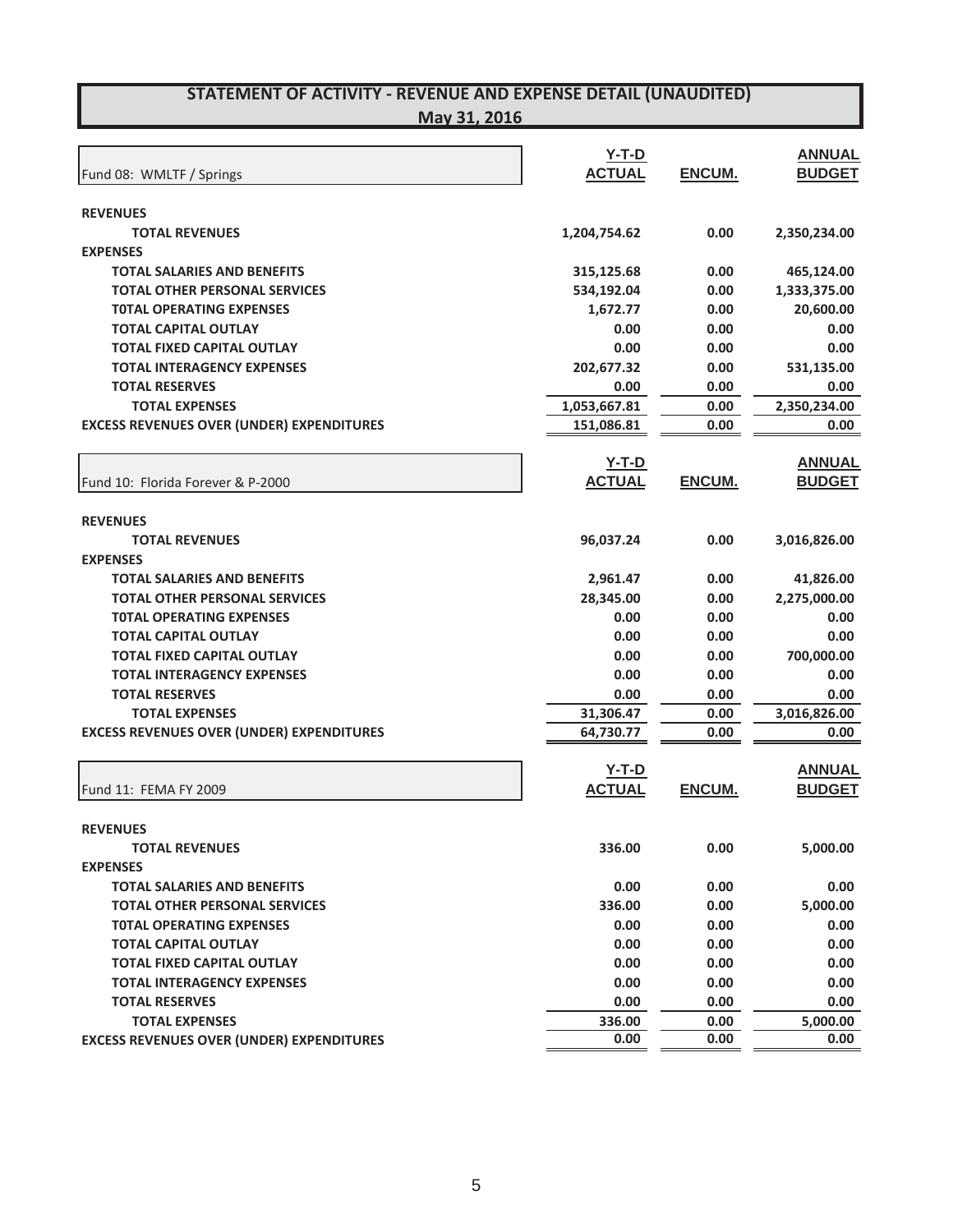# STATEMENT OF ACTIVITY - REVENUE AND EXPENSE DETAIL (UNAUDITED)

## May 31, 2016

| Fund 08: WMLTF / Springs | Y-T-D ACTUAL | ENCUM. | ANNUAL BUDGET |
|---|---|---|---|
| **REVENUES** | | | |
| **TOTAL REVENUES** | 1,204,754.62 | 0.00 | 2,350,234.00 |
| **EXPENSES** | | | |
| **TOTAL SALARIES AND BENEFITS** | 315,125.68 | 0.00 | 465,124.00 |
| **TOTAL OTHER PERSONAL SERVICES** | 534,192.04 | 0.00 | 1,333,375.00 |
| **T0TAL OPERATING EXPENSES** | 1,672.77 | 0.00 | 20,600.00 |
| **TOTAL CAPITAL OUTLAY** | 0.00 | 0.00 | 0.00 |
| **TOTAL FIXED CAPITAL OUTLAY** | 0.00 | 0.00 | 0.00 |
| **TOTAL INTERAGENCY EXPENSES** | 202,677.32 | 0.00 | 531,135.00 |
| **TOTAL RESERVES** | 0.00 | 0.00 | 0.00 |
| **TOTAL EXPENSES** | 1,053,667.81 | 0.00 | 2,350,234.00 |
| **EXCESS REVENUES OVER (UNDER) EXPENDITURES** | 151,086.81 | 0.00 | 0.00 |

| Fund 10: Florida Forever & P-2000 | Y-T-D ACTUAL | ENCUM. | ANNUAL BUDGET |
|---|---|---|---|
| **REVENUES** | | | |
| **TOTAL REVENUES** | 96,037.24 | 0.00 | 3,016,826.00 |
| **EXPENSES** | | | |
| **TOTAL SALARIES AND BENEFITS** | 2,961.47 | 0.00 | 41,826.00 |
| **TOTAL OTHER PERSONAL SERVICES** | 28,345.00 | 0.00 | 2,275,000.00 |
| **T0TAL OPERATING EXPENSES** | 0.00 | 0.00 | 0.00 |
| **TOTAL CAPITAL OUTLAY** | 0.00 | 0.00 | 0.00 |
| **TOTAL FIXED CAPITAL OUTLAY** | 0.00 | 0.00 | 700,000.00 |
| **TOTAL INTERAGENCY EXPENSES** | 0.00 | 0.00 | 0.00 |
| **TOTAL RESERVES** | 0.00 | 0.00 | 0.00 |
| **TOTAL EXPENSES** | 31,306.47 | 0.00 | 3,016,826.00 |
| **EXCESS REVENUES OVER (UNDER) EXPENDITURES** | 64,730.77 | 0.00 | 0.00 |

| Fund 11: FEMA FY 2009 | Y-T-D ACTUAL | ENCUM. | ANNUAL BUDGET |
|---|---|---|---|
| **REVENUES** | | | |
| **TOTAL REVENUES** | 336.00 | 0.00 | 5,000.00 |
| **EXPENSES** | | | |
| **TOTAL SALARIES AND BENEFITS** | 0.00 | 0.00 | 0.00 |
| **TOTAL OTHER PERSONAL SERVICES** | 336.00 | 0.00 | 5,000.00 |
| **T0TAL OPERATING EXPENSES** | 0.00 | 0.00 | 0.00 |
| **TOTAL CAPITAL OUTLAY** | 0.00 | 0.00 | 0.00 |
| **TOTAL FIXED CAPITAL OUTLAY** | 0.00 | 0.00 | 0.00 |
| **TOTAL INTERAGENCY EXPENSES** | 0.00 | 0.00 | 0.00 |
| **TOTAL RESERVES** | 0.00 | 0.00 | 0.00 |
| **TOTAL EXPENSES** | 336.00 | 0.00 | 5,000.00 |
| **EXCESS REVENUES OVER (UNDER) EXPENDITURES** | 0.00 | 0.00 | 0.00 |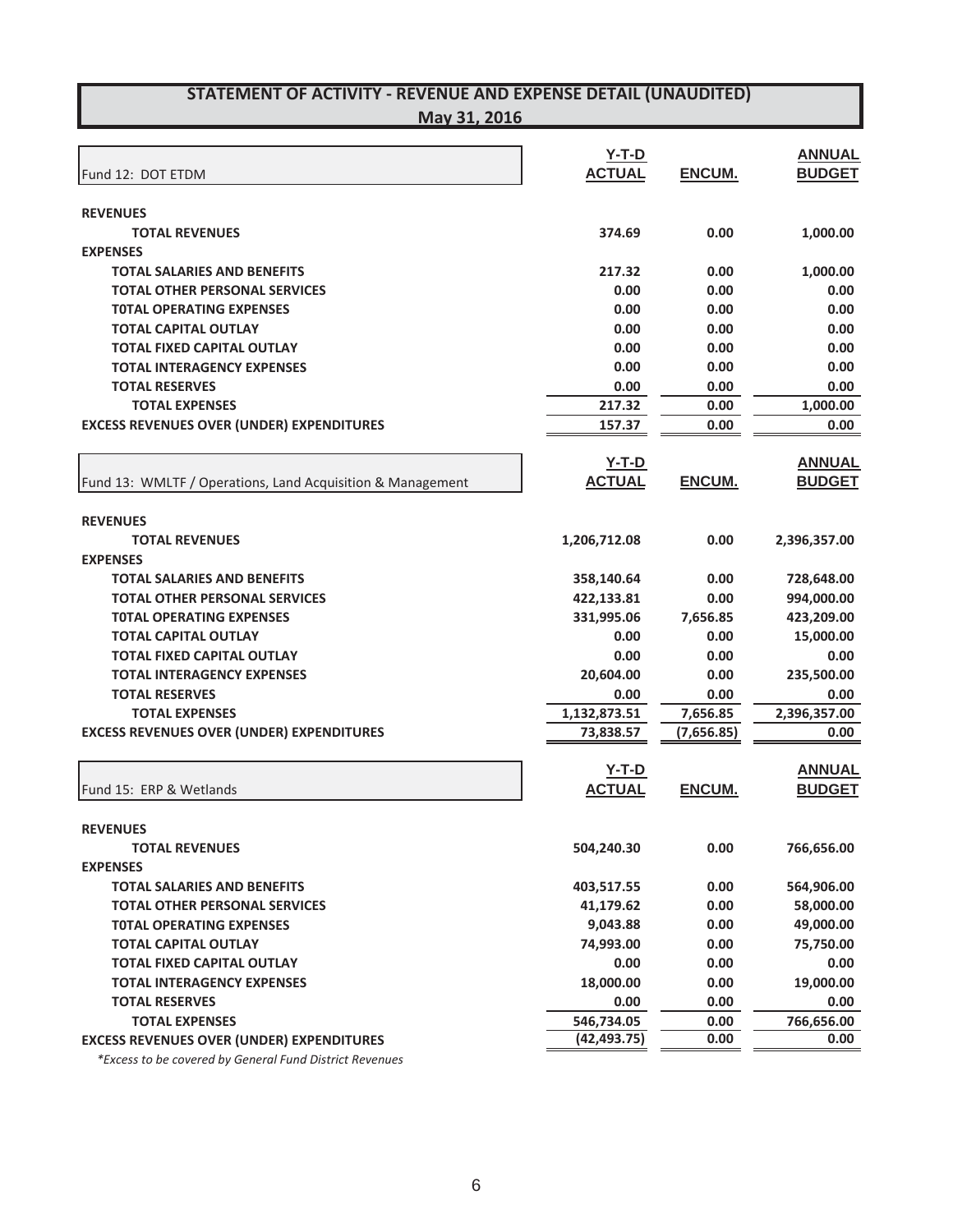# STATEMENT OF ACTIVITY - REVENUE AND EXPENSE DETAIL (UNAUDITED)

## May 31, 2016

| Fund 12: DOT ETDM | Y-T-D ACTUAL | ENCUM. | ANNUAL BUDGET |
|---|---|---|---|
| **REVENUES** | | | |
| **TOTAL REVENUES** | **374.69** | **0.00** | **1,000.00** |
| **EXPENSES** | | | |
| **TOTAL SALARIES AND BENEFITS** | **217.32** | **0.00** | **1,000.00** |
| **TOTAL OTHER PERSONAL SERVICES** | **0.00** | **0.00** | **0.00** |
| **T0TAL OPERATING EXPENSES** | **0.00** | **0.00** | **0.00** |
| **TOTAL CAPITAL OUTLAY** | **0.00** | **0.00** | **0.00** |
| **TOTAL FIXED CAPITAL OUTLAY** | **0.00** | **0.00** | **0.00** |
| **TOTAL INTERAGENCY EXPENSES** | **0.00** | **0.00** | **0.00** |
| **TOTAL RESERVES** | **0.00** | **0.00** | **0.00** |
| **TOTAL EXPENSES** | **217.32** | **0.00** | **1,000.00** |
| **EXCESS REVENUES OVER (UNDER) EXPENDITURES** | **157.37** | **0.00** | **0.00** |

| Fund 13: WMLTF / Operations, Land Acquisition & Management | Y-T-D ACTUAL | ENCUM. | ANNUAL BUDGET |
|---|---|---|---|
| **REVENUES** | | | |
| **TOTAL REVENUES** | **1,206,712.08** | **0.00** | **2,396,357.00** |
| **EXPENSES** | | | |
| **TOTAL SALARIES AND BENEFITS** | **358,140.64** | **0.00** | **728,648.00** |
| **TOTAL OTHER PERSONAL SERVICES** | **422,133.81** | **0.00** | **994,000.00** |
| **T0TAL OPERATING EXPENSES** | **331,995.06** | **7,656.85** | **423,209.00** |
| **TOTAL CAPITAL OUTLAY** | **0.00** | **0.00** | **15,000.00** |
| **TOTAL FIXED CAPITAL OUTLAY** | **0.00** | **0.00** | **0.00** |
| **TOTAL INTERAGENCY EXPENSES** | **20,604.00** | **0.00** | **235,500.00** |
| **TOTAL RESERVES** | **0.00** | **0.00** | **0.00** |
| **TOTAL EXPENSES** | **1,132,873.51** | **7,656.85** | **2,396,357.00** |
| **EXCESS REVENUES OVER (UNDER) EXPENDITURES** | **73,838.57** | **(7,656.85)** | **0.00** |

| Fund 15: ERP & Wetlands | Y-T-D ACTUAL | ENCUM. | ANNUAL BUDGET |
|---|---|---|---|
| **REVENUES** | | | |
| **TOTAL REVENUES** | **504,240.30** | **0.00** | **766,656.00** |
| **EXPENSES** | | | |
| **TOTAL SALARIES AND BENEFITS** | **403,517.55** | **0.00** | **564,906.00** |
| **TOTAL OTHER PERSONAL SERVICES** | **41,179.62** | **0.00** | **58,000.00** |
| **T0TAL OPERATING EXPENSES** | **9,043.88** | **0.00** | **49,000.00** |
| **TOTAL CAPITAL OUTLAY** | **74,993.00** | **0.00** | **75,750.00** |
| **TOTAL FIXED CAPITAL OUTLAY** | **0.00** | **0.00** | **0.00** |
| **TOTAL INTERAGENCY EXPENSES** | **18,000.00** | **0.00** | **19,000.00** |
| **TOTAL RESERVES** | **0.00** | **0.00** | **0.00** |
| **TOTAL EXPENSES** | **546,734.05** | **0.00** | **766,656.00** |
| **EXCESS REVENUES OVER (UNDER) EXPENDITURES** | **(42,493.75)** | **0.00** | **0.00** |

*\*Excess to be covered by General Fund District Revenues*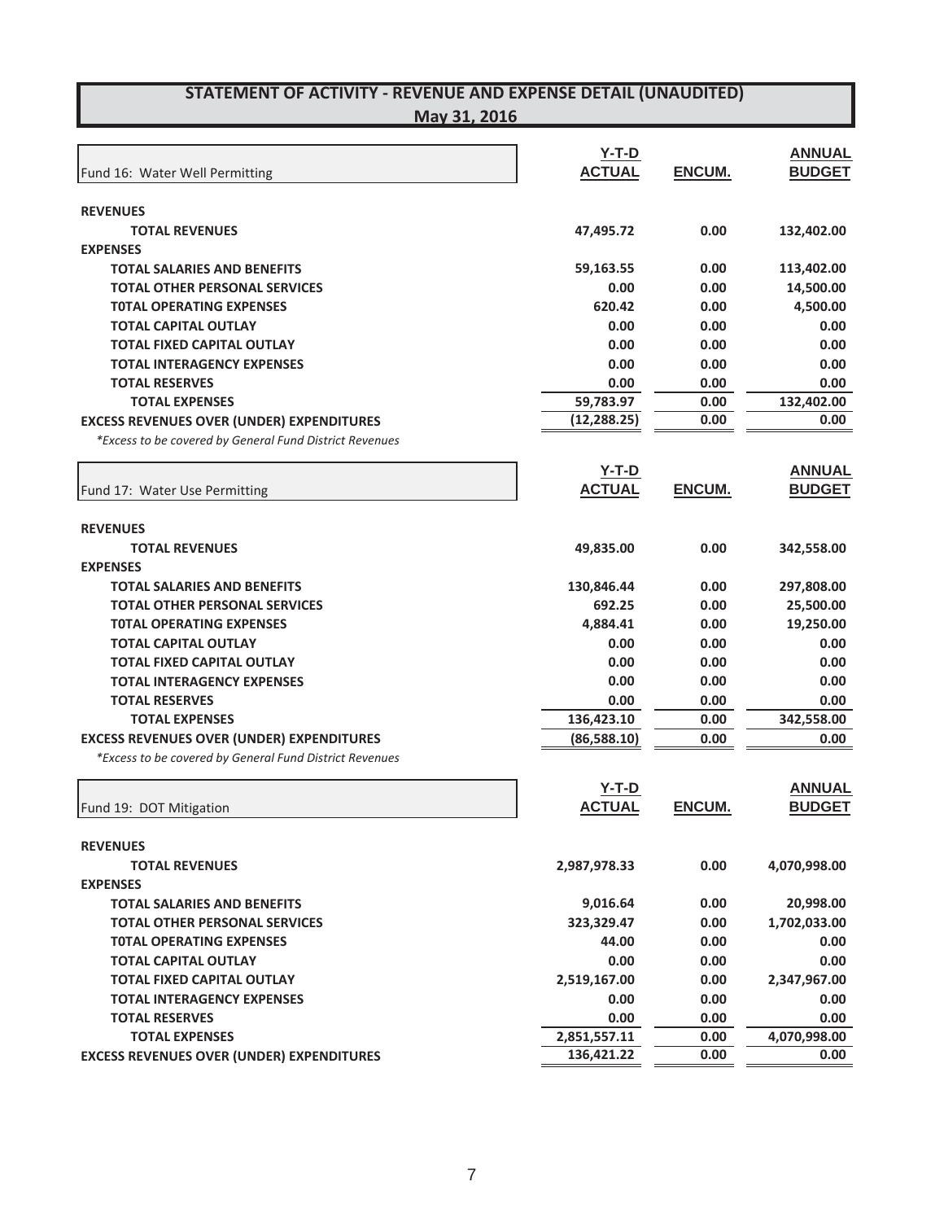# STATEMENT OF ACTIVITY - REVENUE AND EXPENSE DETAIL (UNAUDITED)

## May 31, 2016

| Fund 16: Water Well Permitting | Y-T-D ACTUAL | ENCUM. | ANNUAL BUDGET |
|---|---|---|---|
| **REVENUES** | | | |
| **TOTAL REVENUES** | 47,495.72 | 0.00 | 132,402.00 |
| **EXPENSES** | | | |
| **TOTAL SALARIES AND BENEFITS** | 59,163.55 | 0.00 | 113,402.00 |
| **TOTAL OTHER PERSONAL SERVICES** | 0.00 | 0.00 | 14,500.00 |
| **T0TAL OPERATING EXPENSES** | 620.42 | 0.00 | 4,500.00 |
| **TOTAL CAPITAL OUTLAY** | 0.00 | 0.00 | 0.00 |
| **TOTAL FIXED CAPITAL OUTLAY** | 0.00 | 0.00 | 0.00 |
| **TOTAL INTERAGENCY EXPENSES** | 0.00 | 0.00 | 0.00 |
| **TOTAL RESERVES** | 0.00 | 0.00 | 0.00 |
| **TOTAL EXPENSES** | 59,783.97 | 0.00 | 132,402.00 |
| **EXCESS REVENUES OVER (UNDER) EXPENDITURES** | (12,288.25) | 0.00 | 0.00 |

*\*Excess to be covered by General Fund District Revenues*

| Fund 17: Water Use Permitting | Y-T-D ACTUAL | ENCUM. | ANNUAL BUDGET |
|---|---|---|---|
| **REVENUES** | | | |
| **TOTAL REVENUES** | 49,835.00 | 0.00 | 342,558.00 |
| **EXPENSES** | | | |
| **TOTAL SALARIES AND BENEFITS** | 130,846.44 | 0.00 | 297,808.00 |
| **TOTAL OTHER PERSONAL SERVICES** | 692.25 | 0.00 | 25,500.00 |
| **T0TAL OPERATING EXPENSES** | 4,884.41 | 0.00 | 19,250.00 |
| **TOTAL CAPITAL OUTLAY** | 0.00 | 0.00 | 0.00 |
| **TOTAL FIXED CAPITAL OUTLAY** | 0.00 | 0.00 | 0.00 |
| **TOTAL INTERAGENCY EXPENSES** | 0.00 | 0.00 | 0.00 |
| **TOTAL RESERVES** | 0.00 | 0.00 | 0.00 |
| **TOTAL EXPENSES** | 136,423.10 | 0.00 | 342,558.00 |
| **EXCESS REVENUES OVER (UNDER) EXPENDITURES** | (86,588.10) | 0.00 | 0.00 |

*\*Excess to be covered by General Fund District Revenues*

| Fund 19: DOT Mitigation | Y-T-D ACTUAL | ENCUM. | ANNUAL BUDGET |
|---|---|---|---|
| **REVENUES** | | | |
| **TOTAL REVENUES** | 2,987,978.33 | 0.00 | 4,070,998.00 |
| **EXPENSES** | | | |
| **TOTAL SALARIES AND BENEFITS** | 9,016.64 | 0.00 | 20,998.00 |
| **TOTAL OTHER PERSONAL SERVICES** | 323,329.47 | 0.00 | 1,702,033.00 |
| **T0TAL OPERATING EXPENSES** | 44.00 | 0.00 | 0.00 |
| **TOTAL CAPITAL OUTLAY** | 0.00 | 0.00 | 0.00 |
| **TOTAL FIXED CAPITAL OUTLAY** | 2,519,167.00 | 0.00 | 2,347,967.00 |
| **TOTAL INTERAGENCY EXPENSES** | 0.00 | 0.00 | 0.00 |
| **TOTAL RESERVES** | 0.00 | 0.00 | 0.00 |
| **TOTAL EXPENSES** | 2,851,557.11 | 0.00 | 4,070,998.00 |
| **EXCESS REVENUES OVER (UNDER) EXPENDITURES** | 136,421.22 | 0.00 | 0.00 |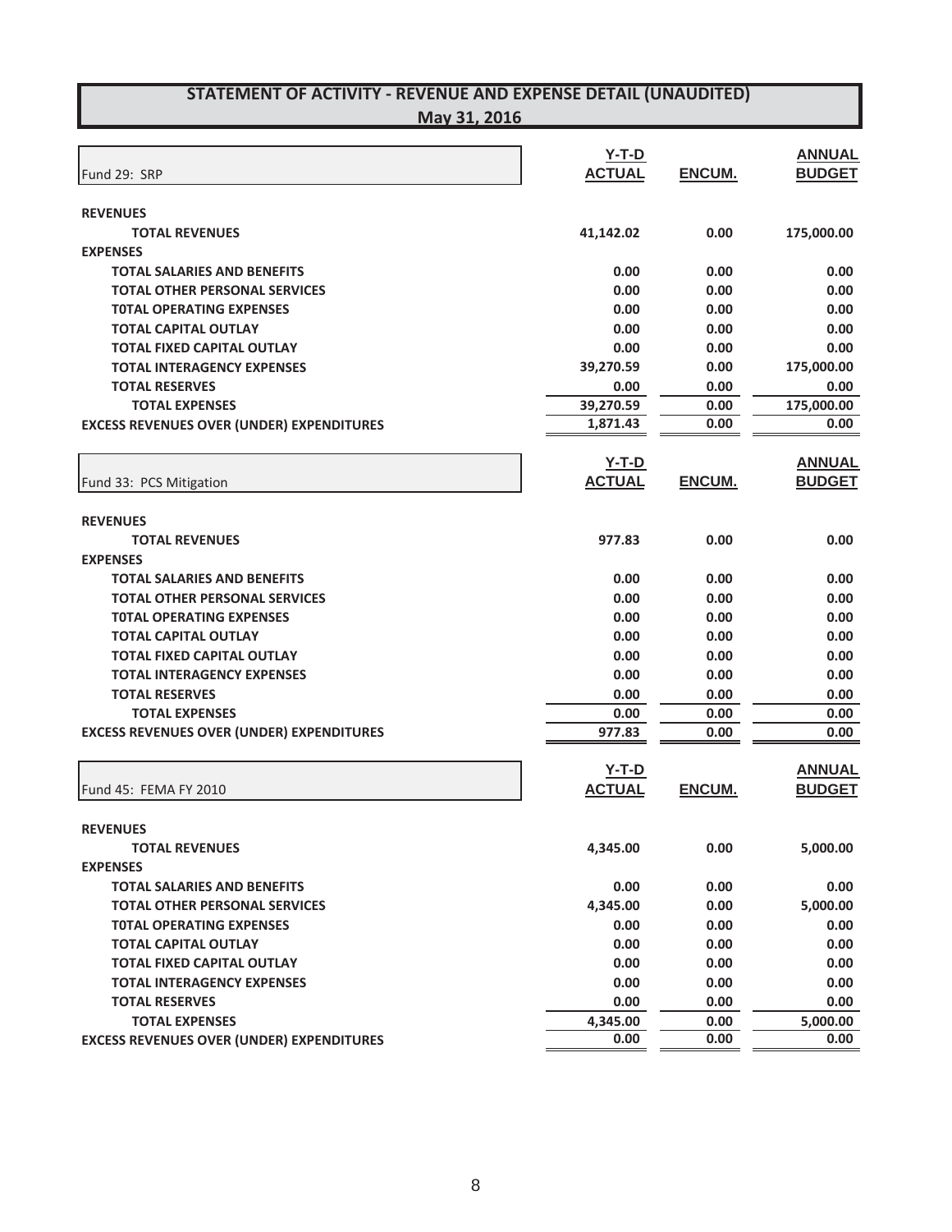## STATEMENT OF ACTIVITY - REVENUE AND EXPENSE DETAIL (UNAUDITED)
### May 31, 2016

| Fund 29: SRP | Y-T-D ACTUAL | ENCUM. | ANNUAL BUDGET |
|---|---|---|---|
| **REVENUES** | | | |
| **TOTAL REVENUES** | 41,142.02 | 0.00 | 175,000.00 |
| **EXPENSES** | | | |
| **TOTAL SALARIES AND BENEFITS** | 0.00 | 0.00 | 0.00 |
| **TOTAL OTHER PERSONAL SERVICES** | 0.00 | 0.00 | 0.00 |
| **T0TAL OPERATING EXPENSES** | 0.00 | 0.00 | 0.00 |
| **TOTAL CAPITAL OUTLAY** | 0.00 | 0.00 | 0.00 |
| **TOTAL FIXED CAPITAL OUTLAY** | 0.00 | 0.00 | 0.00 |
| **TOTAL INTERAGENCY EXPENSES** | 39,270.59 | 0.00 | 175,000.00 |
| **TOTAL RESERVES** | 0.00 | 0.00 | 0.00 |
| **TOTAL EXPENSES** | 39,270.59 | 0.00 | 175,000.00 |
| **EXCESS REVENUES OVER (UNDER) EXPENDITURES** | 1,871.43 | 0.00 | 0.00 |

| Fund 33: PCS Mitigation | Y-T-D ACTUAL | ENCUM. | ANNUAL BUDGET |
|---|---|---|---|
| **REVENUES** | | | |
| **TOTAL REVENUES** | 977.83 | 0.00 | 0.00 |
| **EXPENSES** | | | |
| **TOTAL SALARIES AND BENEFITS** | 0.00 | 0.00 | 0.00 |
| **TOTAL OTHER PERSONAL SERVICES** | 0.00 | 0.00 | 0.00 |
| **T0TAL OPERATING EXPENSES** | 0.00 | 0.00 | 0.00 |
| **TOTAL CAPITAL OUTLAY** | 0.00 | 0.00 | 0.00 |
| **TOTAL FIXED CAPITAL OUTLAY** | 0.00 | 0.00 | 0.00 |
| **TOTAL INTERAGENCY EXPENSES** | 0.00 | 0.00 | 0.00 |
| **TOTAL RESERVES** | 0.00 | 0.00 | 0.00 |
| **TOTAL EXPENSES** | 0.00 | 0.00 | 0.00 |
| **EXCESS REVENUES OVER (UNDER) EXPENDITURES** | 977.83 | 0.00 | 0.00 |

| Fund 45: FEMA FY 2010 | Y-T-D ACTUAL | ENCUM. | ANNUAL BUDGET |
|---|---|---|---|
| **REVENUES** | | | |
| **TOTAL REVENUES** | 4,345.00 | 0.00 | 5,000.00 |
| **EXPENSES** | | | |
| **TOTAL SALARIES AND BENEFITS** | 0.00 | 0.00 | 0.00 |
| **TOTAL OTHER PERSONAL SERVICES** | 4,345.00 | 0.00 | 5,000.00 |
| **T0TAL OPERATING EXPENSES** | 0.00 | 0.00 | 0.00 |
| **TOTAL CAPITAL OUTLAY** | 0.00 | 0.00 | 0.00 |
| **TOTAL FIXED CAPITAL OUTLAY** | 0.00 | 0.00 | 0.00 |
| **TOTAL INTERAGENCY EXPENSES** | 0.00 | 0.00 | 0.00 |
| **TOTAL RESERVES** | 0.00 | 0.00 | 0.00 |
| **TOTAL EXPENSES** | 4,345.00 | 0.00 | 5,000.00 |
| **EXCESS REVENUES OVER (UNDER) EXPENDITURES** | 0.00 | 0.00 | 0.00 |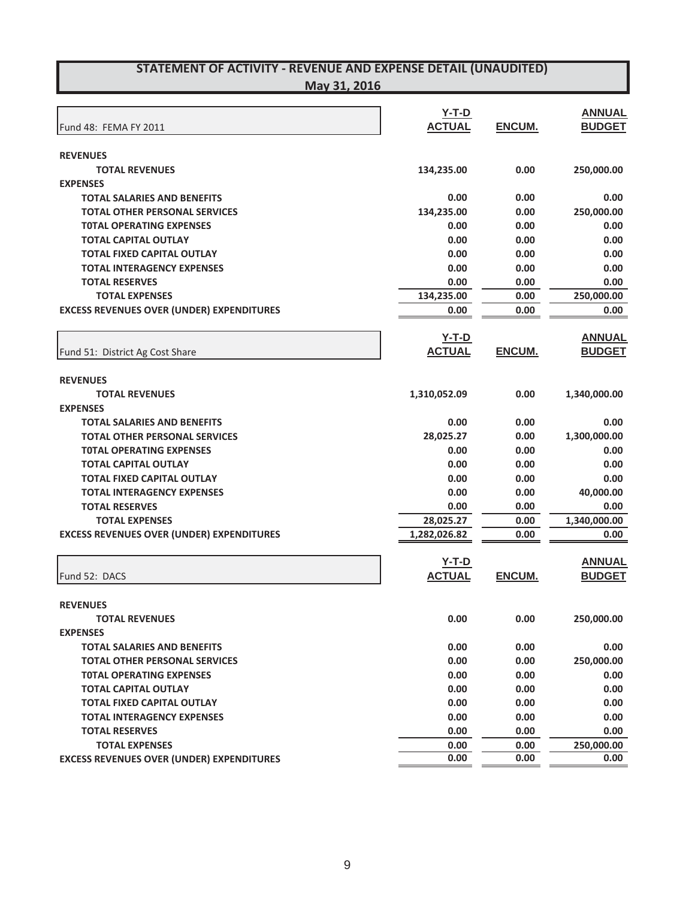# STATEMENT OF ACTIVITY - REVENUE AND EXPENSE DETAIL (UNAUDITED)
## May 31, 2016

| Fund 48: FEMA FY 2011 | Y-T-D ACTUAL | ENCUM. | ANNUAL BUDGET |
|---|---|---|---|
| **REVENUES** | | | |
| **TOTAL REVENUES** | 134,235.00 | 0.00 | 250,000.00 |
| **EXPENSES** | | | |
| **TOTAL SALARIES AND BENEFITS** | 0.00 | 0.00 | 0.00 |
| **TOTAL OTHER PERSONAL SERVICES** | 134,235.00 | 0.00 | 250,000.00 |
| **T0TAL OPERATING EXPENSES** | 0.00 | 0.00 | 0.00 |
| **TOTAL CAPITAL OUTLAY** | 0.00 | 0.00 | 0.00 |
| **TOTAL FIXED CAPITAL OUTLAY** | 0.00 | 0.00 | 0.00 |
| **TOTAL INTERAGENCY EXPENSES** | 0.00 | 0.00 | 0.00 |
| **TOTAL RESERVES** | 0.00 | 0.00 | 0.00 |
| **TOTAL EXPENSES** | 134,235.00 | 0.00 | 250,000.00 |
| **EXCESS REVENUES OVER (UNDER) EXPENDITURES** | 0.00 | 0.00 | 0.00 |

| Fund 51: District Ag Cost Share | Y-T-D ACTUAL | ENCUM. | ANNUAL BUDGET |
|---|---|---|---|
| **REVENUES** | | | |
| **TOTAL REVENUES** | 1,310,052.09 | 0.00 | 1,340,000.00 |
| **EXPENSES** | | | |
| **TOTAL SALARIES AND BENEFITS** | 0.00 | 0.00 | 0.00 |
| **TOTAL OTHER PERSONAL SERVICES** | 28,025.27 | 0.00 | 1,300,000.00 |
| **T0TAL OPERATING EXPENSES** | 0.00 | 0.00 | 0.00 |
| **TOTAL CAPITAL OUTLAY** | 0.00 | 0.00 | 0.00 |
| **TOTAL FIXED CAPITAL OUTLAY** | 0.00 | 0.00 | 0.00 |
| **TOTAL INTERAGENCY EXPENSES** | 0.00 | 0.00 | 40,000.00 |
| **TOTAL RESERVES** | 0.00 | 0.00 | 0.00 |
| **TOTAL EXPENSES** | 28,025.27 | 0.00 | 1,340,000.00 |
| **EXCESS REVENUES OVER (UNDER) EXPENDITURES** | 1,282,026.82 | 0.00 | 0.00 |

| Fund 52: DACS | Y-T-D ACTUAL | ENCUM. | ANNUAL BUDGET |
|---|---|---|---|
| **REVENUES** | | | |
| **TOTAL REVENUES** | 0.00 | 0.00 | 250,000.00 |
| **EXPENSES** | | | |
| **TOTAL SALARIES AND BENEFITS** | 0.00 | 0.00 | 0.00 |
| **TOTAL OTHER PERSONAL SERVICES** | 0.00 | 0.00 | 250,000.00 |
| **T0TAL OPERATING EXPENSES** | 0.00 | 0.00 | 0.00 |
| **TOTAL CAPITAL OUTLAY** | 0.00 | 0.00 | 0.00 |
| **TOTAL FIXED CAPITAL OUTLAY** | 0.00 | 0.00 | 0.00 |
| **TOTAL INTERAGENCY EXPENSES** | 0.00 | 0.00 | 0.00 |
| **TOTAL RESERVES** | 0.00 | 0.00 | 0.00 |
| **TOTAL EXPENSES** | 0.00 | 0.00 | 250,000.00 |
| **EXCESS REVENUES OVER (UNDER) EXPENDITURES** | 0.00 | 0.00 | 0.00 |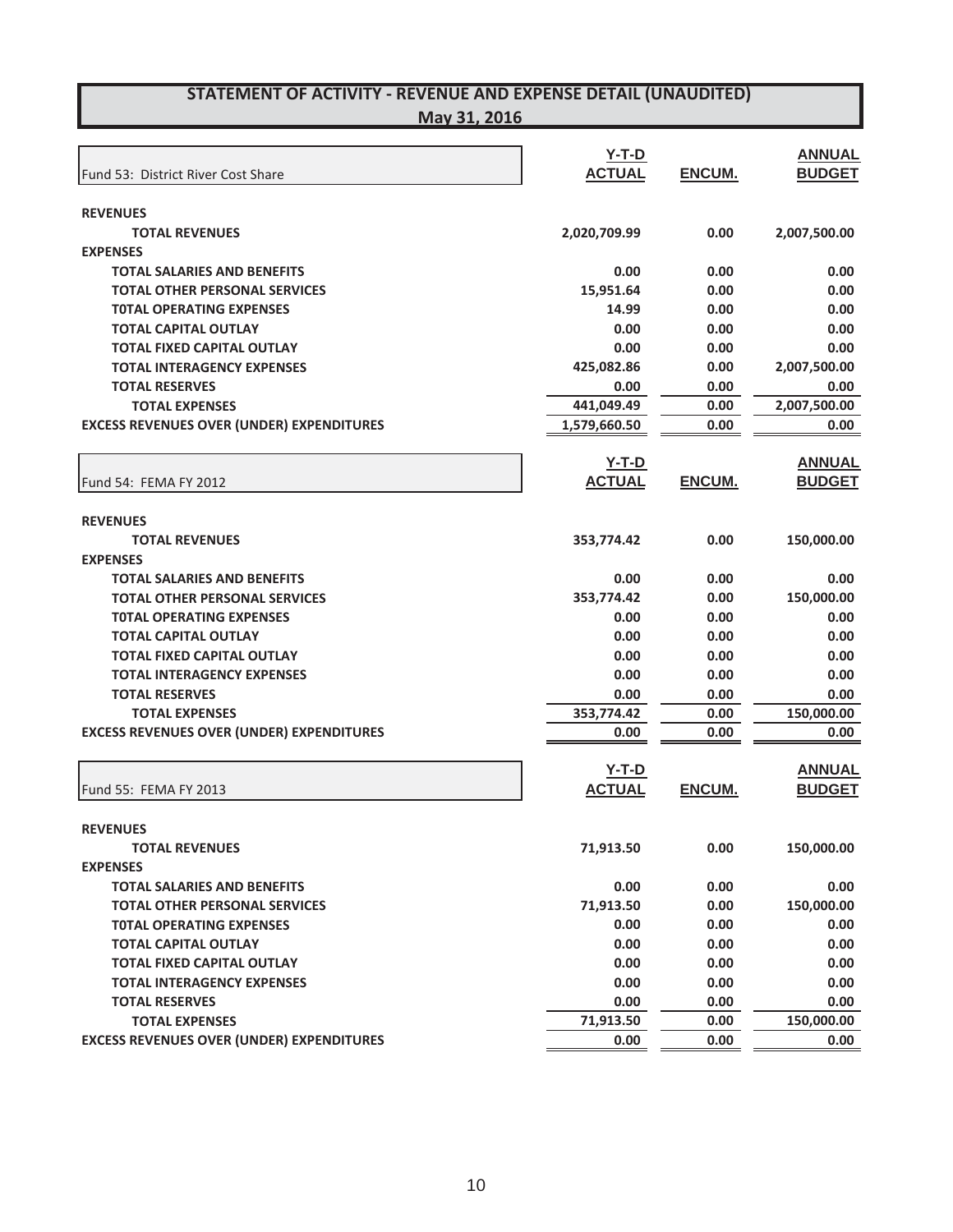## STATEMENT OF ACTIVITY - REVENUE AND EXPENSE DETAIL (UNAUDITED)
### May 31, 2016

| Fund 53: District River Cost Share | Y-T-D ACTUAL | ENCUM. | ANNUAL BUDGET |
|---|---|---|---|
| **REVENUES** | | | |
| **TOTAL REVENUES** | 2,020,709.99 | 0.00 | 2,007,500.00 |
| **EXPENSES** | | | |
| **TOTAL SALARIES AND BENEFITS** | 0.00 | 0.00 | 0.00 |
| **TOTAL OTHER PERSONAL SERVICES** | 15,951.64 | 0.00 | 0.00 |
| **T0TAL OPERATING EXPENSES** | 14.99 | 0.00 | 0.00 |
| **TOTAL CAPITAL OUTLAY** | 0.00 | 0.00 | 0.00 |
| **TOTAL FIXED CAPITAL OUTLAY** | 0.00 | 0.00 | 0.00 |
| **TOTAL INTERAGENCY EXPENSES** | 425,082.86 | 0.00 | 2,007,500.00 |
| **TOTAL RESERVES** | 0.00 | 0.00 | 0.00 |
| **TOTAL EXPENSES** | 441,049.49 | 0.00 | 2,007,500.00 |
| **EXCESS REVENUES OVER (UNDER) EXPENDITURES** | 1,579,660.50 | 0.00 | 0.00 |

| Fund 54: FEMA FY 2012 | Y-T-D ACTUAL | ENCUM. | ANNUAL BUDGET |
|---|---|---|---|
| **REVENUES** | | | |
| **TOTAL REVENUES** | 353,774.42 | 0.00 | 150,000.00 |
| **EXPENSES** | | | |
| **TOTAL SALARIES AND BENEFITS** | 0.00 | 0.00 | 0.00 |
| **TOTAL OTHER PERSONAL SERVICES** | 353,774.42 | 0.00 | 150,000.00 |
| **T0TAL OPERATING EXPENSES** | 0.00 | 0.00 | 0.00 |
| **TOTAL CAPITAL OUTLAY** | 0.00 | 0.00 | 0.00 |
| **TOTAL FIXED CAPITAL OUTLAY** | 0.00 | 0.00 | 0.00 |
| **TOTAL INTERAGENCY EXPENSES** | 0.00 | 0.00 | 0.00 |
| **TOTAL RESERVES** | 0.00 | 0.00 | 0.00 |
| **TOTAL EXPENSES** | 353,774.42 | 0.00 | 150,000.00 |
| **EXCESS REVENUES OVER (UNDER) EXPENDITURES** | 0.00 | 0.00 | 0.00 |

| Fund 55: FEMA FY 2013 | Y-T-D ACTUAL | ENCUM. | ANNUAL BUDGET |
|---|---|---|---|
| **REVENUES** | | | |
| **TOTAL REVENUES** | 71,913.50 | 0.00 | 150,000.00 |
| **EXPENSES** | | | |
| **TOTAL SALARIES AND BENEFITS** | 0.00 | 0.00 | 0.00 |
| **TOTAL OTHER PERSONAL SERVICES** | 71,913.50 | 0.00 | 150,000.00 |
| **T0TAL OPERATING EXPENSES** | 0.00 | 0.00 | 0.00 |
| **TOTAL CAPITAL OUTLAY** | 0.00 | 0.00 | 0.00 |
| **TOTAL FIXED CAPITAL OUTLAY** | 0.00 | 0.00 | 0.00 |
| **TOTAL INTERAGENCY EXPENSES** | 0.00 | 0.00 | 0.00 |
| **TOTAL RESERVES** | 0.00 | 0.00 | 0.00 |
| **TOTAL EXPENSES** | 71,913.50 | 0.00 | 150,000.00 |
| **EXCESS REVENUES OVER (UNDER) EXPENDITURES** | 0.00 | 0.00 | 0.00 |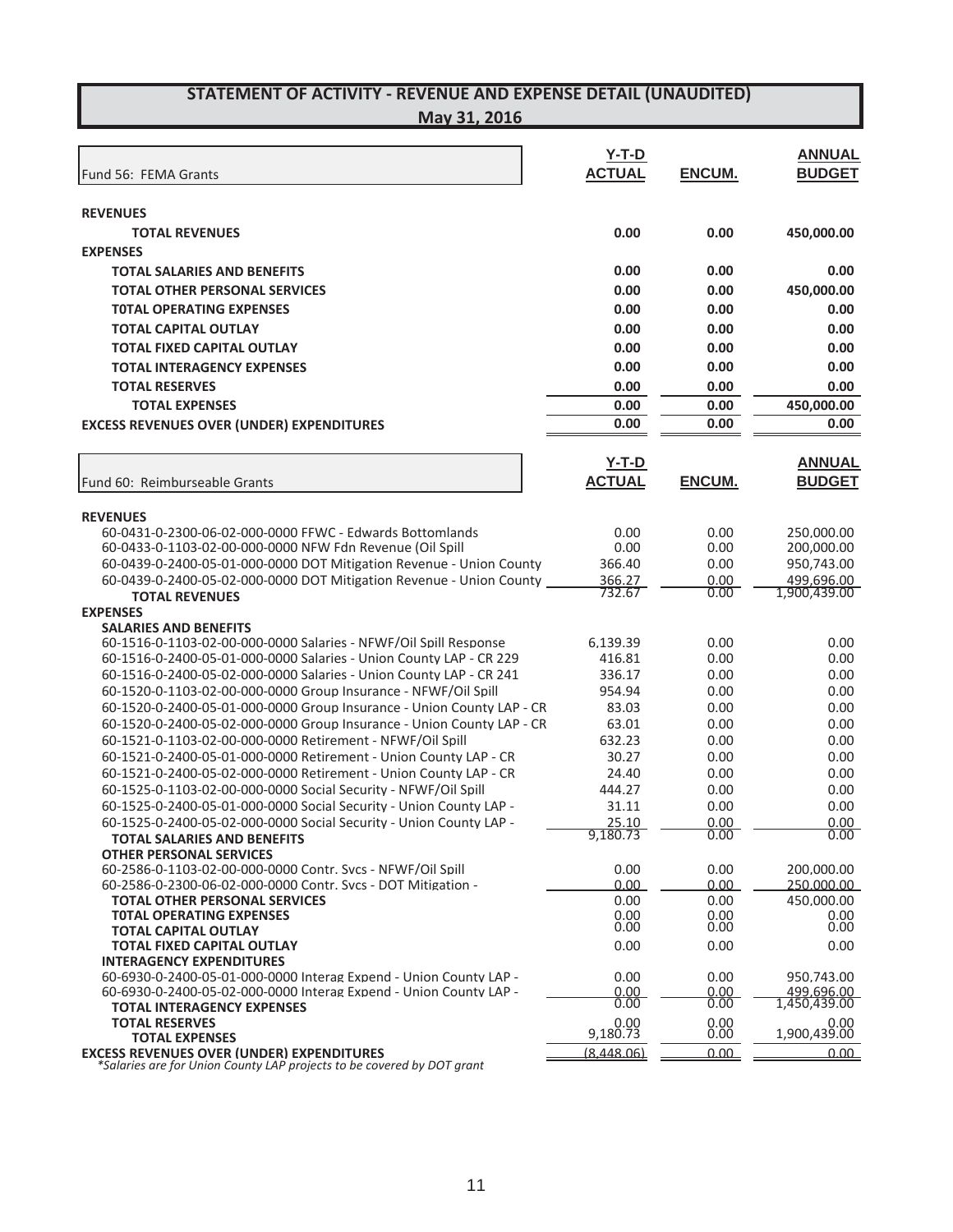## STATEMENT OF ACTIVITY - REVENUE AND EXPENSE DETAIL (UNAUDITED)

**May 31, 2016**

| Fund 56: FEMA Grants | Y-T-D ACTUAL | ENCUM. | ANNUAL BUDGET |
|---|---|---|---|
| **REVENUES** | | | |
| **TOTAL REVENUES** | **0.00** | **0.00** | **450,000.00** |
| **EXPENSES** | | | |
| **TOTAL SALARIES AND BENEFITS** | **0.00** | **0.00** | **0.00** |
| **TOTAL OTHER PERSONAL SERVICES** | **0.00** | **0.00** | **450,000.00** |
| **T0TAL OPERATING EXPENSES** | **0.00** | **0.00** | **0.00** |
| **TOTAL CAPITAL OUTLAY** | **0.00** | **0.00** | **0.00** |
| **TOTAL FIXED CAPITAL OUTLAY** | **0.00** | **0.00** | **0.00** |
| **TOTAL INTERAGENCY EXPENSES** | **0.00** | **0.00** | **0.00** |
| **TOTAL RESERVES** | **0.00** | **0.00** | **0.00** |
| **TOTAL EXPENSES** | **0.00** | **0.00** | **450,000.00** |
| **EXCESS REVENUES OVER (UNDER) EXPENDITURES** | **0.00** | **0.00** | **0.00** |

| Fund 60: Reimburseable Grants | Y-T-D ACTUAL | ENCUM. | ANNUAL BUDGET |
|---|---|---|---|
| **REVENUES** | | | |
| 60-0431-0-2300-06-02-000-0000 FFWC - Edwards Bottomlands | 0.00 | 0.00 | 250,000.00 |
| 60-0433-0-1103-02-00-000-0000 NFW Fdn Revenue (Oil Spill | 0.00 | 0.00 | 200,000.00 |
| 60-0439-0-2400-05-01-000-0000 DOT Mitigation Revenue - Union County | 366.40 | 0.00 | 950,743.00 |
| 60-0439-0-2400-05-02-000-0000 DOT Mitigation Revenue - Union County | 366.27 | 0.00 | 499,696.00 |
| **TOTAL REVENUES** | 732.67 | 0.00 | 1,900,439.00 |
| **EXPENSES** | | | |
| **SALARIES AND BENEFITS** | | | |
| 60-1516-0-1103-02-00-000-0000 Salaries - NFWF/Oil Spill Response | 6,139.39 | 0.00 | 0.00 |
| 60-1516-0-2400-05-01-000-0000 Salaries - Union County LAP - CR 229 | 416.81 | 0.00 | 0.00 |
| 60-1516-0-2400-05-02-000-0000 Salaries - Union County LAP - CR 241 | 336.17 | 0.00 | 0.00 |
| 60-1520-0-1103-02-00-000-0000 Group Insurance - NFWF/Oil Spill | 954.94 | 0.00 | 0.00 |
| 60-1520-0-2400-05-01-000-0000 Group Insurance - Union County LAP - CR | 83.03 | 0.00 | 0.00 |
| 60-1520-0-2400-05-02-000-0000 Group Insurance - Union County LAP - CR | 63.01 | 0.00 | 0.00 |
| 60-1521-0-1103-02-00-000-0000 Retirement - NFWF/Oil Spill | 632.23 | 0.00 | 0.00 |
| 60-1521-0-2400-05-01-000-0000 Retirement - Union County LAP - CR | 30.27 | 0.00 | 0.00 |
| 60-1521-0-2400-05-02-000-0000 Retirement - Union County LAP - CR | 24.40 | 0.00 | 0.00 |
| 60-1525-0-1103-02-00-000-0000 Social Security - NFWF/Oil Spill | 444.27 | 0.00 | 0.00 |
| 60-1525-0-2400-05-01-000-0000 Social Security - Union County LAP - | 31.11 | 0.00 | 0.00 |
| 60-1525-0-2400-05-02-000-0000 Social Security - Union County LAP - | 25.10 | 0.00 | 0.00 |
| **TOTAL SALARIES AND BENEFITS** | 9,180.73 | 0.00 | 0.00 |
| **OTHER PERSONAL SERVICES** | | | |
| 60-2586-0-1103-02-00-000-0000 Contr. Svcs - NFWF/Oil Spill | 0.00 | 0.00 | 200,000.00 |
| 60-2586-0-2300-06-02-000-0000 Contr. Svcs - DOT Mitigation - | 0.00 | 0.00 | 250,000.00 |
| **TOTAL OTHER PERSONAL SERVICES** | 0.00 | 0.00 | 450,000.00 |
| **T0TAL OPERATING EXPENSES** | 0.00 | 0.00 | 0.00 |
| **TOTAL CAPITAL OUTLAY** | 0.00 | 0.00 | 0.00 |
| **TOTAL FIXED CAPITAL OUTLAY** | 0.00 | 0.00 | 0.00 |
| **INTERAGENCY EXPENDITURES** | | | |
| 60-6930-0-2400-05-01-000-0000 Interag Expend - Union County LAP - | 0.00 | 0.00 | 950,743.00 |
| 60-6930-0-2400-05-02-000-0000 Interag Expend - Union County LAP - | 0.00 | 0.00 | 499,696.00 |
| **TOTAL INTERAGENCY EXPENSES** | 0.00 | 0.00 | 1,450,439.00 |
| **TOTAL RESERVES** | 0.00 | 0.00 | 0.00 |
| **TOTAL EXPENSES** | 9,180.73 | 0.00 | 1,900,439.00 |
| **EXCESS REVENUES OVER (UNDER) EXPENDITURES** | (8,448.06) | 0.00 | 0.00 |

*\*Salaries are for Union County LAP projects to be covered by DOT grant*